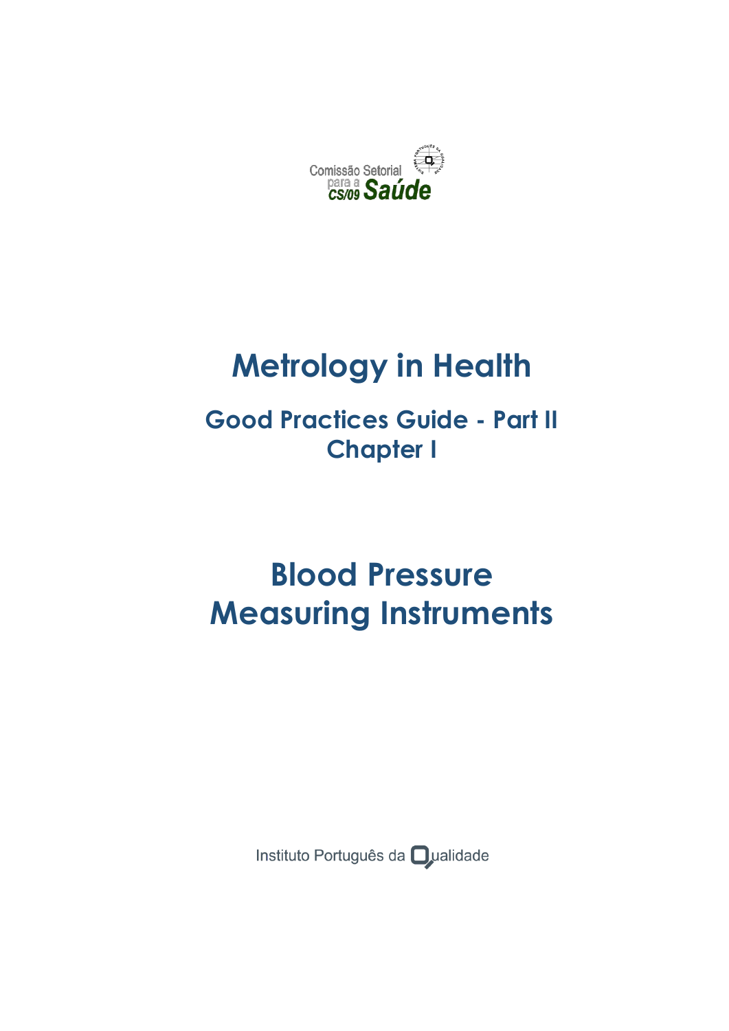Comissão Setorial para a Saúde CS/09

# Metrology in Health

## Good Practices Guide - Part II
## Chapter I

# Blood Pressure Measuring Instruments

Instituto Português da Qualidade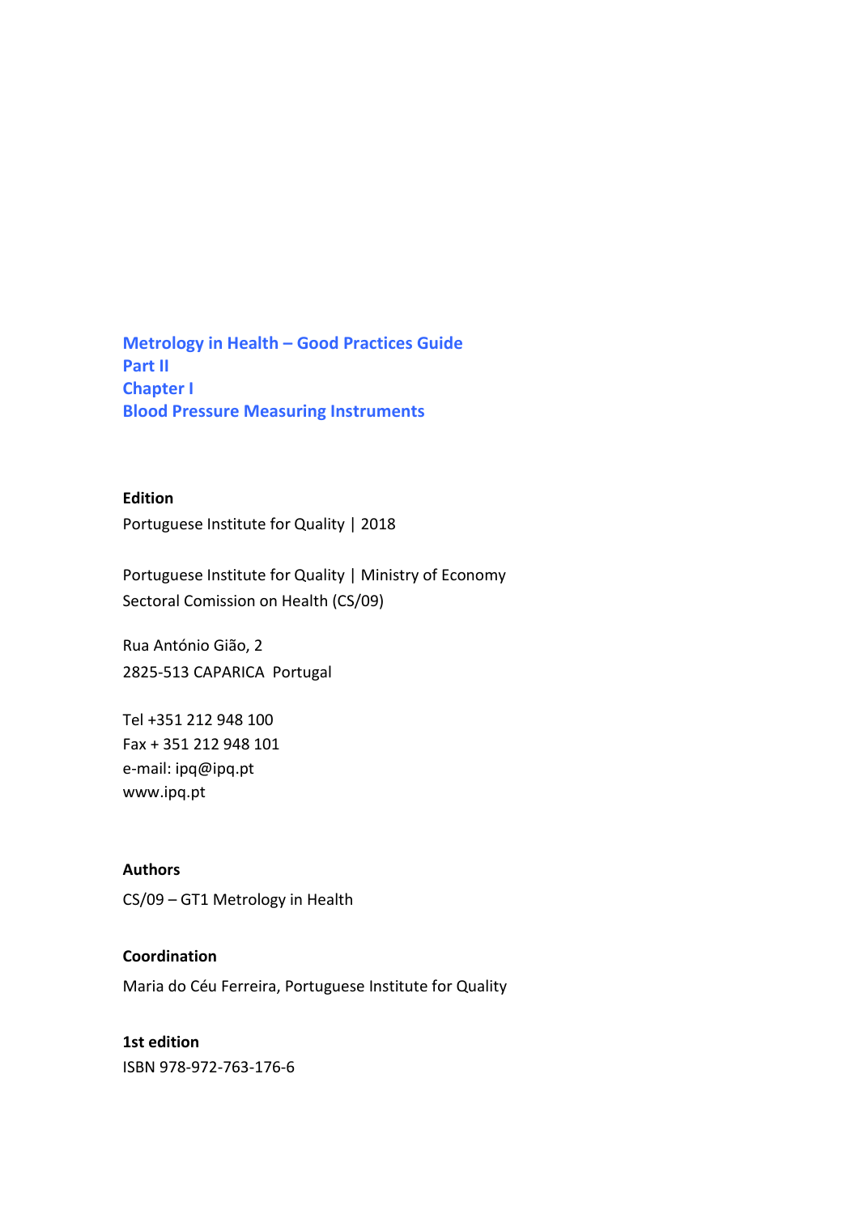# Metrology in Health – Good Practices Guide
## Part II
## Chapter I
## Blood Pressure Measuring Instruments

**Edition**

Portuguese Institute for Quality | 2018

Portuguese Institute for Quality | Ministry of Economy
Sectoral Comission on Health (CS/09)

Rua António Gião, 2
2825-513 CAPARICA Portugal

Tel +351 212 948 100
Fax + 351 212 948 101
e-mail: ipq@ipq.pt
www.ipq.pt

**Authors**

CS/09 – GT1 Metrology in Health

**Coordination**

Maria do Céu Ferreira, Portuguese Institute for Quality

**1st edition**

ISBN 978-972-763-176-6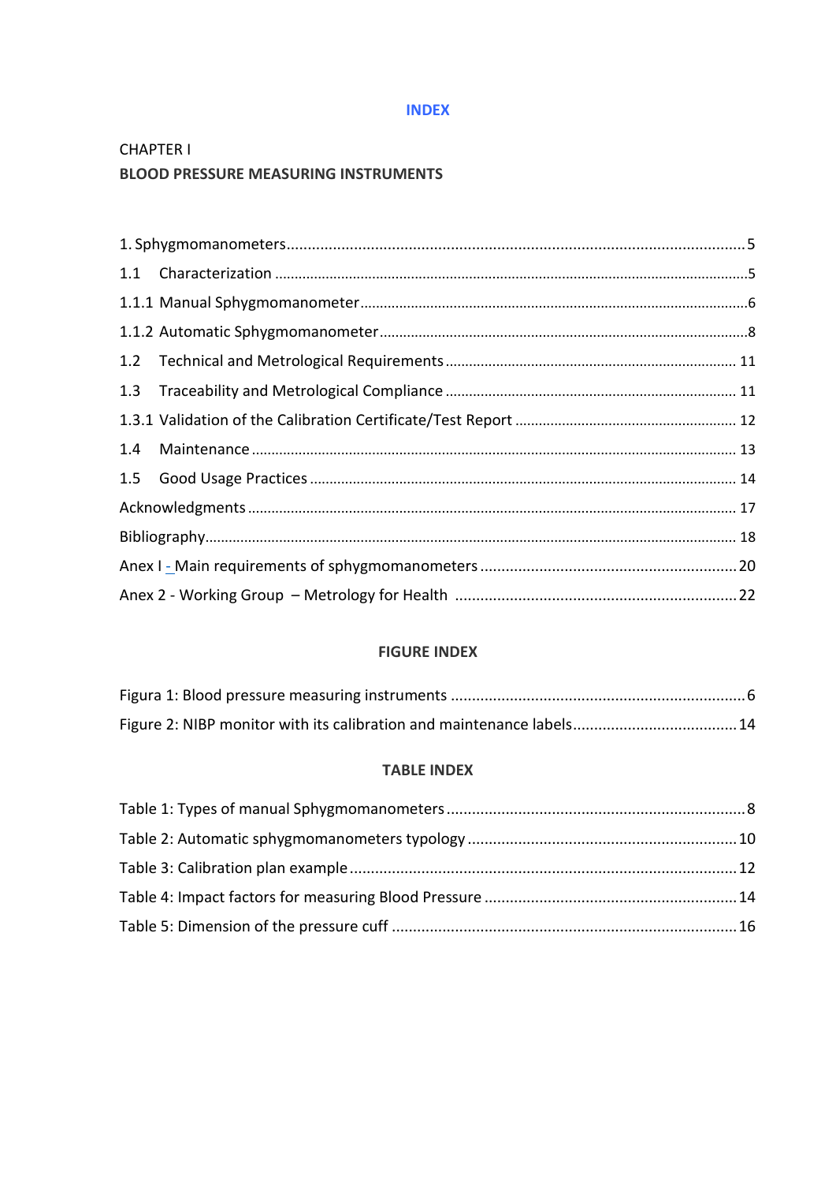# INDEX

CHAPTER I

**BLOOD PRESSURE MEASURING INSTRUMENTS**

1. Sphygmomanometers ........ 5
1.1 Characterization ........ 5
1.1.1 Manual Sphygmomanometer ........ 6
1.1.2 Automatic Sphygmomanometer ........ 8
1.2 Technical and Metrological Requirements ........ 11
1.3 Traceability and Metrological Compliance ........ 11
1.3.1 Validation of the Calibration Certificate/Test Report ........ 12
1.4 Maintenance ........ 13
1.5 Good Usage Practices ........ 14
Acknowledgments ........ 17
Bibliography ........ 18
Anex I - Main requirements of sphygmomanometers ........ 20
Anex 2 - Working Group – Metrology for Health ........ 22

## FIGURE INDEX

Figura 1: Blood pressure measuring instruments ........ 6
Figure 2: NIBP monitor with its calibration and maintenance labels ........ 14

## TABLE INDEX

Table 1: Types of manual Sphygmomanometers ........ 8
Table 2: Automatic sphygmomanometers typology ........ 10
Table 3: Calibration plan example ........ 12
Table 4: Impact factors for measuring Blood Pressure ........ 14
Table 5: Dimension of the pressure cuff ........ 16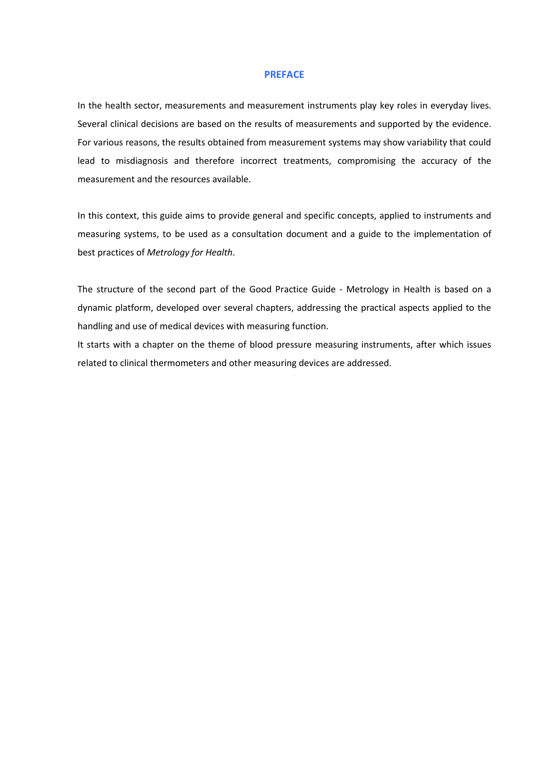# PREFACE

In the health sector, measurements and measurement instruments play key roles in everyday lives. Several clinical decisions are based on the results of measurements and supported by the evidence. For various reasons, the results obtained from measurement systems may show variability that could lead to misdiagnosis and therefore incorrect treatments, compromising the accuracy of the measurement and the resources available.

In this context, this guide aims to provide general and specific concepts, applied to instruments and measuring systems, to be used as a consultation document and a guide to the implementation of best practices of *Metrology for Health*.

The structure of the second part of the Good Practice Guide - Metrology in Health is based on a dynamic platform, developed over several chapters, addressing the practical aspects applied to the handling and use of medical devices with measuring function.
It starts with a chapter on the theme of blood pressure measuring instruments, after which issues related to clinical thermometers and other measuring devices are addressed.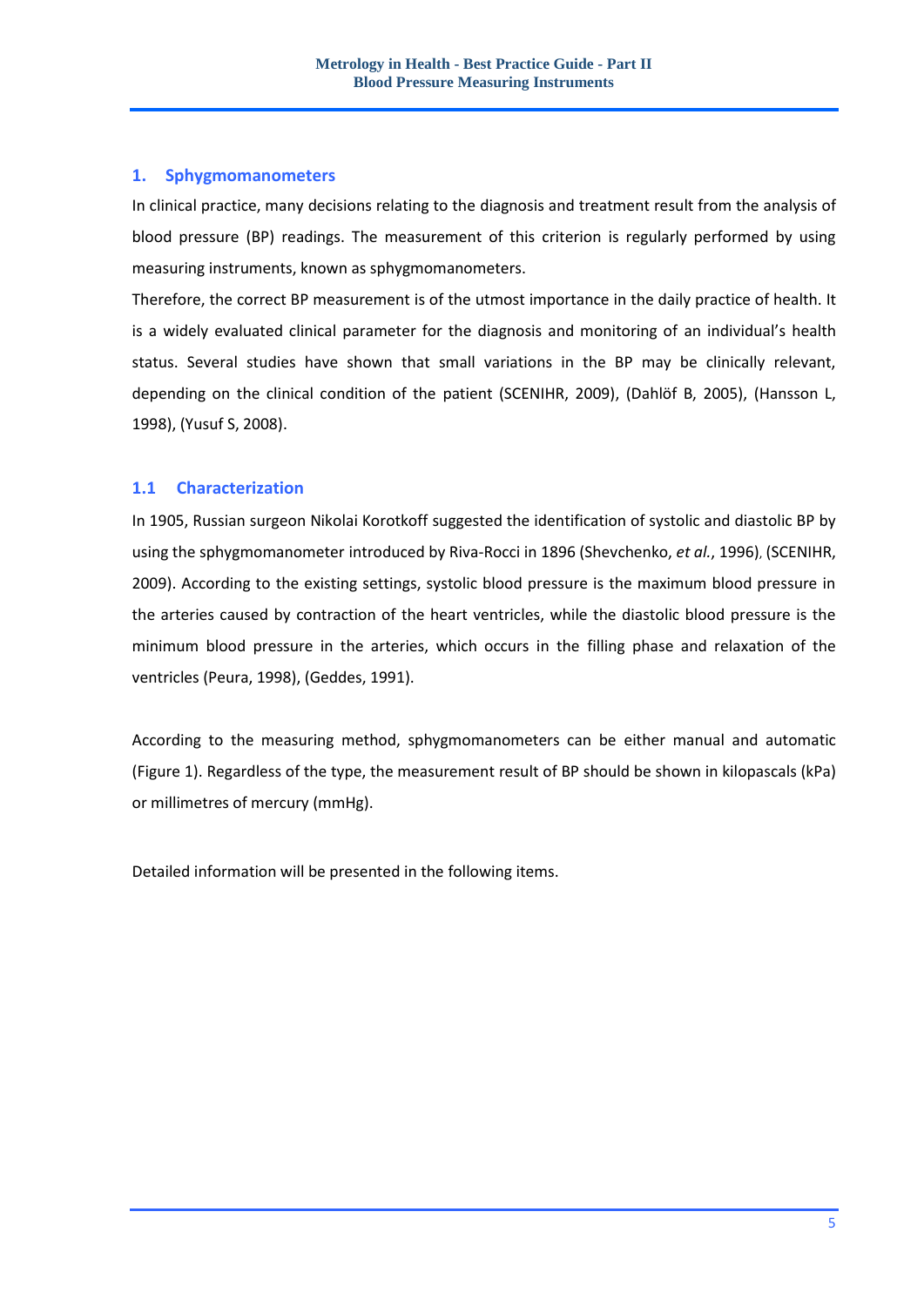# 1. Sphygmomanometers

In clinical practice, many decisions relating to the diagnosis and treatment result from the analysis of blood pressure (BP) readings. The measurement of this criterion is regularly performed by using measuring instruments, known as sphygmomanometers.

Therefore, the correct BP measurement is of the utmost importance in the daily practice of health. It is a widely evaluated clinical parameter for the diagnosis and monitoring of an individual's health status. Several studies have shown that small variations in the BP may be clinically relevant, depending on the clinical condition of the patient (SCENIHR, 2009), (Dahlöf B, 2005), (Hansson L, 1998), (Yusuf S, 2008).

## 1.1 Characterization

In 1905, Russian surgeon Nikolai Korotkoff suggested the identification of systolic and diastolic BP by using the sphygmomanometer introduced by Riva-Rocci in 1896 (Shevchenko, *et al.*, 1996), (SCENIHR, 2009). According to the existing settings, systolic blood pressure is the maximum blood pressure in the arteries caused by contraction of the heart ventricles, while the diastolic blood pressure is the minimum blood pressure in the arteries, which occurs in the filling phase and relaxation of the ventricles (Peura, 1998), (Geddes, 1991).

According to the measuring method, sphygmomanometers can be either manual and automatic (Figure 1). Regardless of the type, the measurement result of BP should be shown in kilopascals (kPa) or millimetres of mercury (mmHg).

Detailed information will be presented in the following items.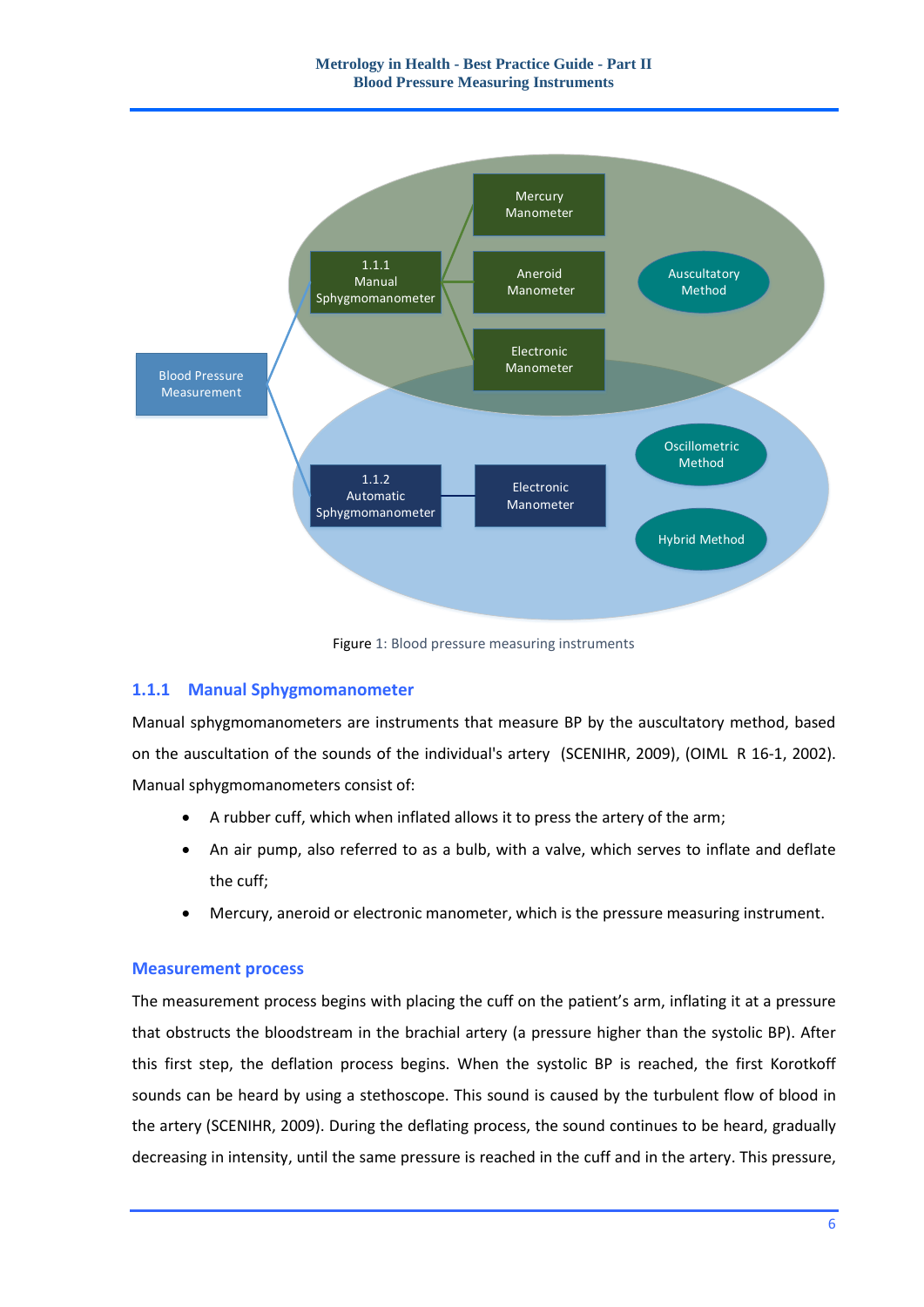Figure 1: Blood pressure measuring instruments

### 1.1.1 Manual Sphygmomanometer

Manual sphygmomanometers are instruments that measure BP by the auscultatory method, based on the auscultation of the sounds of the individual's artery (SCENIHR, 2009), (OIML R 16-1, 2002). Manual sphygmomanometers consist of:

- A rubber cuff, which when inflated allows it to press the artery of the arm;
- An air pump, also referred to as a bulb, with a valve, which serves to inflate and deflate the cuff;
- Mercury, aneroid or electronic manometer, which is the pressure measuring instrument.

#### Measurement process

The measurement process begins with placing the cuff on the patient's arm, inflating it at a pressure that obstructs the bloodstream in the brachial artery (a pressure higher than the systolic BP). After this first step, the deflation process begins. When the systolic BP is reached, the first Korotkoff sounds can be heard by using a stethoscope. This sound is caused by the turbulent flow of blood in the artery (SCENIHR, 2009). During the deflating process, the sound continues to be heard, gradually decreasing in intensity, until the same pressure is reached in the cuff and in the artery. This pressure,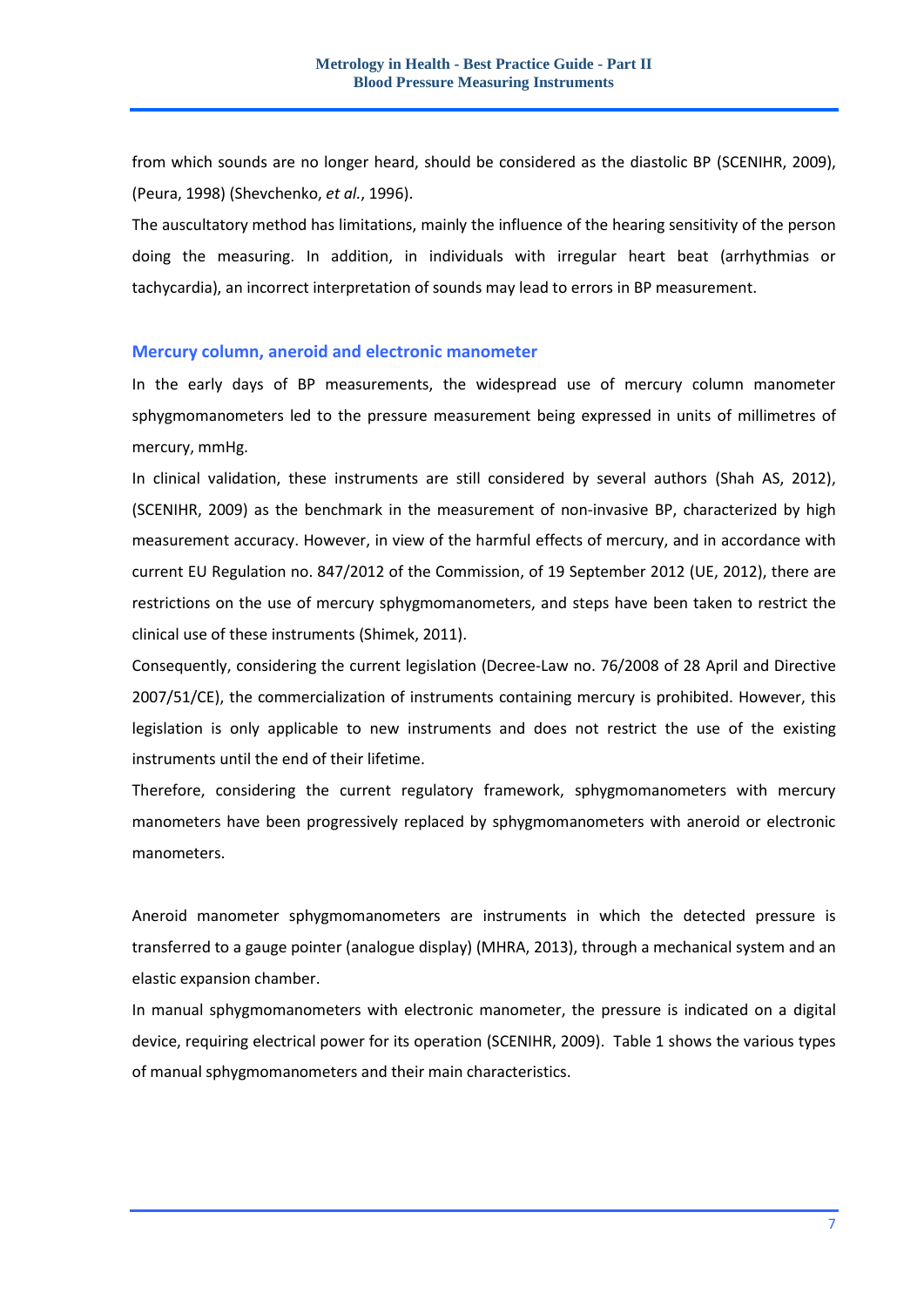from which sounds are no longer heard, should be considered as the diastolic BP (SCENIHR, 2009), (Peura, 1998) (Shevchenko, *et al.*, 1996).

The auscultatory method has limitations, mainly the influence of the hearing sensitivity of the person doing the measuring. In addition, in individuals with irregular heart beat (arrhythmias or tachycardia), an incorrect interpretation of sounds may lead to errors in BP measurement.

### Mercury column, aneroid and electronic manometer

In the early days of BP measurements, the widespread use of mercury column manometer sphygmomanometers led to the pressure measurement being expressed in units of millimetres of mercury, mmHg.

In clinical validation, these instruments are still considered by several authors (Shah AS, 2012), (SCENIHR, 2009) as the benchmark in the measurement of non-invasive BP, characterized by high measurement accuracy. However, in view of the harmful effects of mercury, and in accordance with current EU Regulation no. 847/2012 of the Commission, of 19 September 2012 (UE, 2012), there are restrictions on the use of mercury sphygmomanometers, and steps have been taken to restrict the clinical use of these instruments (Shimek, 2011).

Consequently, considering the current legislation (Decree-Law no. 76/2008 of 28 April and Directive 2007/51/CE), the commercialization of instruments containing mercury is prohibited. However, this legislation is only applicable to new instruments and does not restrict the use of the existing instruments until the end of their lifetime.

Therefore, considering the current regulatory framework, sphygmomanometers with mercury manometers have been progressively replaced by sphygmomanometers with aneroid or electronic manometers.

Aneroid manometer sphygmomanometers are instruments in which the detected pressure is transferred to a gauge pointer (analogue display) (MHRA, 2013), through a mechanical system and an elastic expansion chamber.

In manual sphygmomanometers with electronic manometer, the pressure is indicated on a digital device, requiring electrical power for its operation (SCENIHR, 2009). Table 1 shows the various types of manual sphygmomanometers and their main characteristics.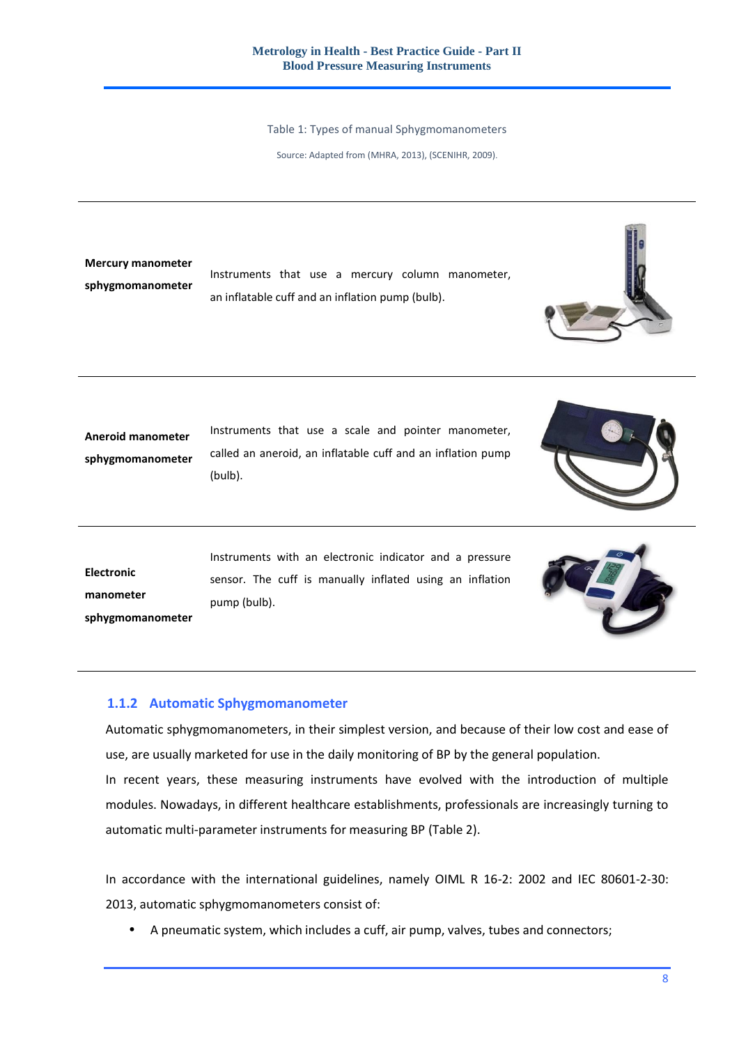Table 1: Types of manual Sphygmomanometers

Source: Adapted from (MHRA, 2013), (SCENIHR, 2009).

| | | |
|---|---|---|
| **Mercury manometer sphygmomanometer** | Instruments that use a mercury column manometer, an inflatable cuff and an inflation pump (bulb). | |
| **Aneroid manometer sphygmomanometer** | Instruments that use a scale and pointer manometer, called an aneroid, an inflatable cuff and an inflation pump (bulb). | |
| **Electronic manometer sphygmomanometer** | Instruments with an electronic indicator and a pressure sensor. The cuff is manually inflated using an inflation pump (bulb). | |

### 1.1.2 Automatic Sphygmomanometer

Automatic sphygmomanometers, in their simplest version, and because of their low cost and ease of use, are usually marketed for use in the daily monitoring of BP by the general population.

In recent years, these measuring instruments have evolved with the introduction of multiple modules. Nowadays, in different healthcare establishments, professionals are increasingly turning to automatic multi-parameter instruments for measuring BP (Table 2).

In accordance with the international guidelines, namely OIML R 16-2: 2002 and IEC 80601-2-30: 2013, automatic sphygmomanometers consist of:

- A pneumatic system, which includes a cuff, air pump, valves, tubes and connectors;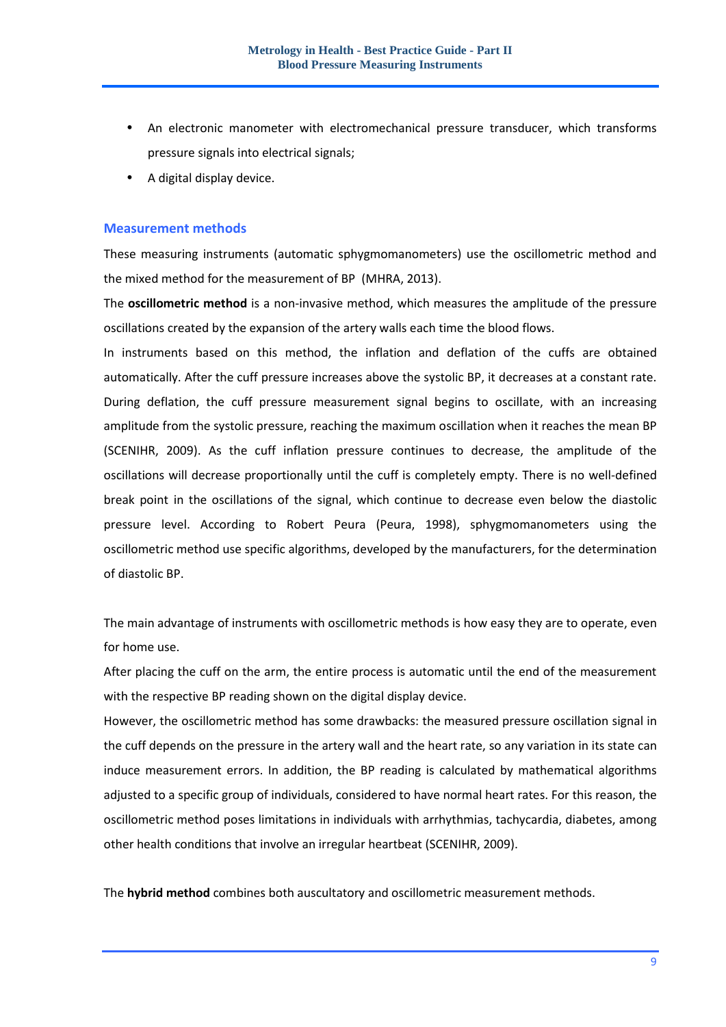- An electronic manometer with electromechanical pressure transducer, which transforms pressure signals into electrical signals;
- A digital display device.

### Measurement methods

These measuring instruments (automatic sphygmomanometers) use the oscillometric method and the mixed method for the measurement of BP (MHRA, 2013).

The **oscillometric method** is a non-invasive method, which measures the amplitude of the pressure oscillations created by the expansion of the artery walls each time the blood flows.

In instruments based on this method, the inflation and deflation of the cuffs are obtained automatically. After the cuff pressure increases above the systolic BP, it decreases at a constant rate. During deflation, the cuff pressure measurement signal begins to oscillate, with an increasing amplitude from the systolic pressure, reaching the maximum oscillation when it reaches the mean BP (SCENIHR, 2009). As the cuff inflation pressure continues to decrease, the amplitude of the oscillations will decrease proportionally until the cuff is completely empty. There is no well-defined break point in the oscillations of the signal, which continue to decrease even below the diastolic pressure level. According to Robert Peura (Peura, 1998), sphygmomanometers using the oscillometric method use specific algorithms, developed by the manufacturers, for the determination of diastolic BP.

The main advantage of instruments with oscillometric methods is how easy they are to operate, even for home use.

After placing the cuff on the arm, the entire process is automatic until the end of the measurement with the respective BP reading shown on the digital display device.

However, the oscillometric method has some drawbacks: the measured pressure oscillation signal in the cuff depends on the pressure in the artery wall and the heart rate, so any variation in its state can induce measurement errors. In addition, the BP reading is calculated by mathematical algorithms adjusted to a specific group of individuals, considered to have normal heart rates. For this reason, the oscillometric method poses limitations in individuals with arrhythmias, tachycardia, diabetes, among other health conditions that involve an irregular heartbeat (SCENIHR, 2009).

The **hybrid method** combines both auscultatory and oscillometric measurement methods.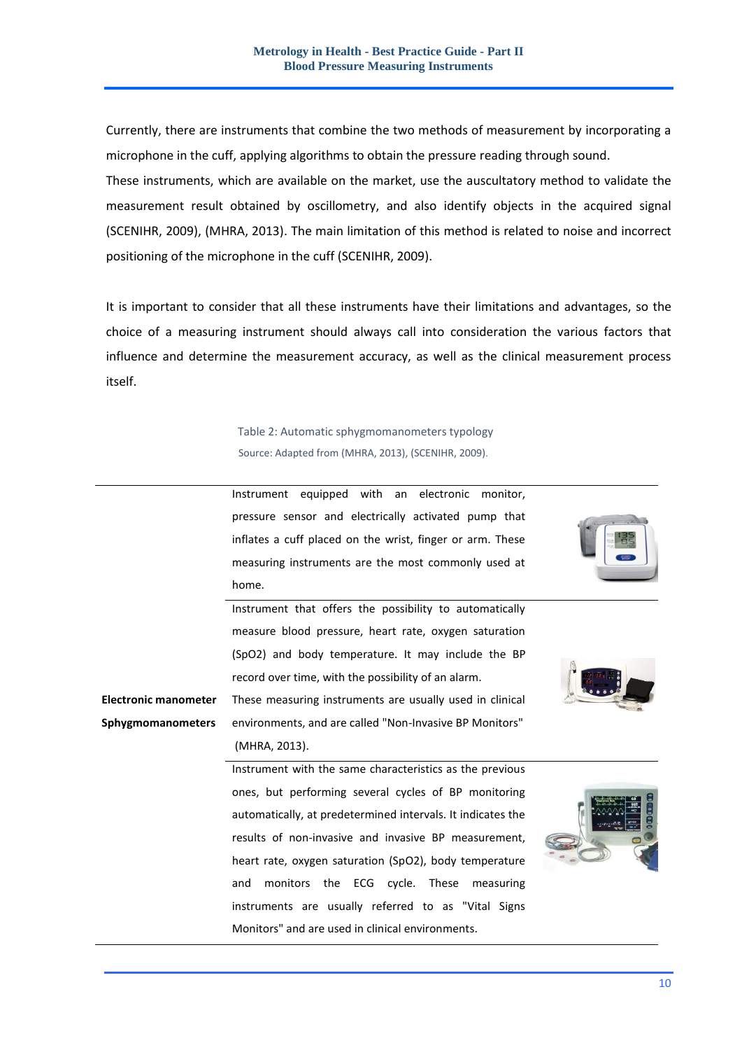Currently, there are instruments that combine the two methods of measurement by incorporating a microphone in the cuff, applying algorithms to obtain the pressure reading through sound.
These instruments, which are available on the market, use the auscultatory method to validate the measurement result obtained by oscillometry, and also identify objects in the acquired signal (SCENIHR, 2009), (MHRA, 2013). The main limitation of this method is related to noise and incorrect positioning of the microphone in the cuff (SCENIHR, 2009).

It is important to consider that all these instruments have their limitations and advantages, so the choice of a measuring instrument should always call into consideration the various factors that influence and determine the measurement accuracy, as well as the clinical measurement process itself.

Table 2: Automatic sphygmomanometers typology
Source: Adapted from (MHRA, 2013), (SCENIHR, 2009).

| | | |
|---|---|---|
| **Electronic manometer Sphygmomanometers** | Instrument equipped with an electronic monitor, pressure sensor and electrically activated pump that inflates a cuff placed on the wrist, finger or arm. These measuring instruments are the most commonly used at home. | |
| | Instrument that offers the possibility to automatically measure blood pressure, heart rate, oxygen saturation (SpO2) and body temperature. It may include the BP record over time, with the possibility of an alarm. These measuring instruments are usually used in clinical environments, and are called "Non-Invasive BP Monitors" (MHRA, 2013). | |
| | Instrument with the same characteristics as the previous ones, but performing several cycles of BP monitoring automatically, at predetermined intervals. It indicates the results of non-invasive and invasive BP measurement, heart rate, oxygen saturation (SpO2), body temperature and monitors the ECG cycle. These measuring instruments are usually referred to as "Vital Signs Monitors" and are used in clinical environments. | |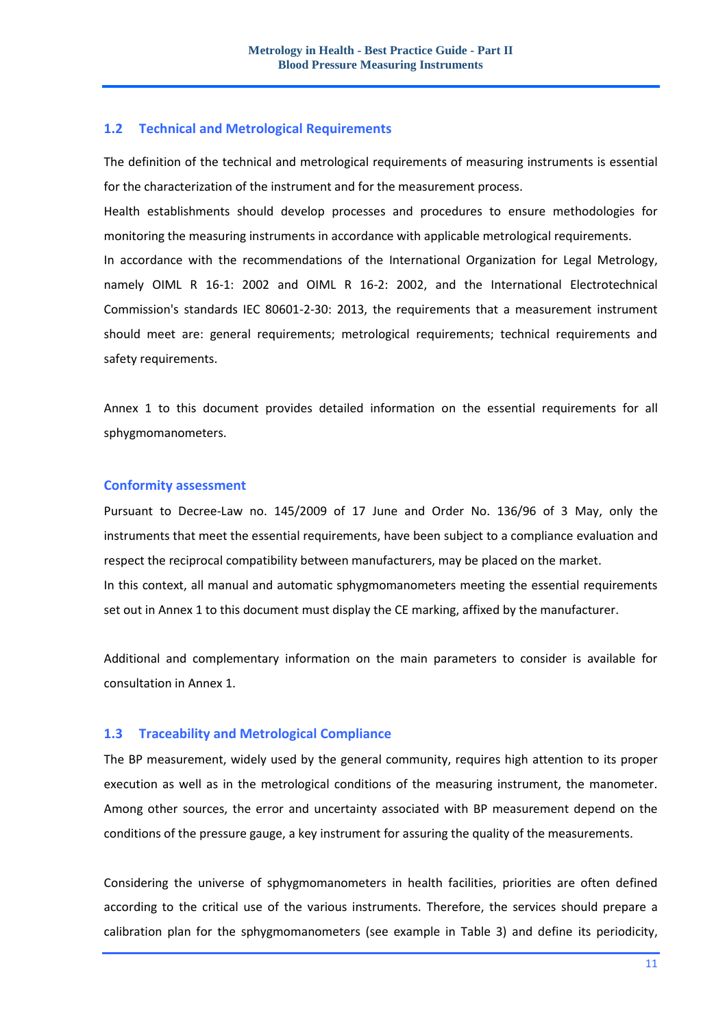## 1.2 Technical and Metrological Requirements

The definition of the technical and metrological requirements of measuring instruments is essential for the characterization of the instrument and for the measurement process.

Health establishments should develop processes and procedures to ensure methodologies for monitoring the measuring instruments in accordance with applicable metrological requirements.

In accordance with the recommendations of the International Organization for Legal Metrology, namely OIML R 16-1: 2002 and OIML R 16-2: 2002, and the International Electrotechnical Commission's standards IEC 80601-2-30: 2013, the requirements that a measurement instrument should meet are: general requirements; metrological requirements; technical requirements and safety requirements.

Annex 1 to this document provides detailed information on the essential requirements for all sphygmomanometers.

### Conformity assessment

Pursuant to Decree-Law no. 145/2009 of 17 June and Order No. 136/96 of 3 May, only the instruments that meet the essential requirements, have been subject to a compliance evaluation and respect the reciprocal compatibility between manufacturers, may be placed on the market.

In this context, all manual and automatic sphygmomanometers meeting the essential requirements set out in Annex 1 to this document must display the CE marking, affixed by the manufacturer.

Additional and complementary information on the main parameters to consider is available for consultation in Annex 1.

## 1.3 Traceability and Metrological Compliance

The BP measurement, widely used by the general community, requires high attention to its proper execution as well as in the metrological conditions of the measuring instrument, the manometer. Among other sources, the error and uncertainty associated with BP measurement depend on the conditions of the pressure gauge, a key instrument for assuring the quality of the measurements.

Considering the universe of sphygmomanometers in health facilities, priorities are often defined according to the critical use of the various instruments. Therefore, the services should prepare a calibration plan for the sphygmomanometers (see example in Table 3) and define its periodicity,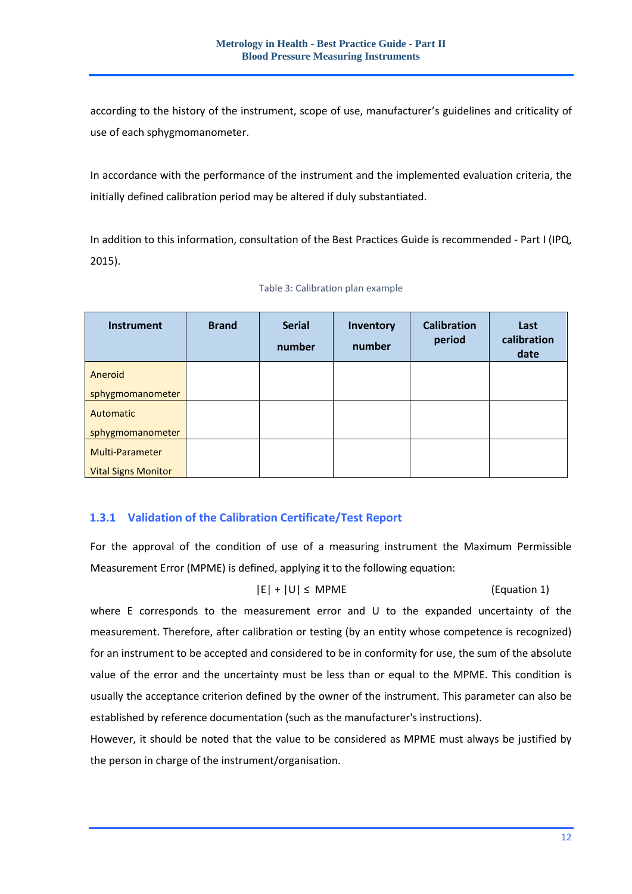according to the history of the instrument, scope of use, manufacturer's guidelines and criticality of use of each sphygmomanometer.

In accordance with the performance of the instrument and the implemented evaluation criteria, the initially defined calibration period may be altered if duly substantiated.

In addition to this information, consultation of the Best Practices Guide is recommended - Part I (IPQ, 2015).

Table 3: Calibration plan example

| Instrument | Brand | Serial number | Inventory number | Calibration period | Last calibration date |
|---|---|---|---|---|---|
| Aneroid sphygmomanometer | | | | | |
| Automatic sphygmomanometer | | | | | |
| Multi-Parameter Vital Signs Monitor | | | | | |

### 1.3.1 Validation of the Calibration Certificate/Test Report

For the approval of the condition of use of a measuring instrument the Maximum Permissible Measurement Error (MPME) is defined, applying it to the following equation:

$$|E| + |U| \leq MPME \qquad \text{(Equation 1)}$$

where E corresponds to the measurement error and U to the expanded uncertainty of the measurement. Therefore, after calibration or testing (by an entity whose competence is recognized) for an instrument to be accepted and considered to be in conformity for use, the sum of the absolute value of the error and the uncertainty must be less than or equal to the MPME. This condition is usually the acceptance criterion defined by the owner of the instrument. This parameter can also be established by reference documentation (such as the manufacturer's instructions).

However, it should be noted that the value to be considered as MPME must always be justified by the person in charge of the instrument/organisation.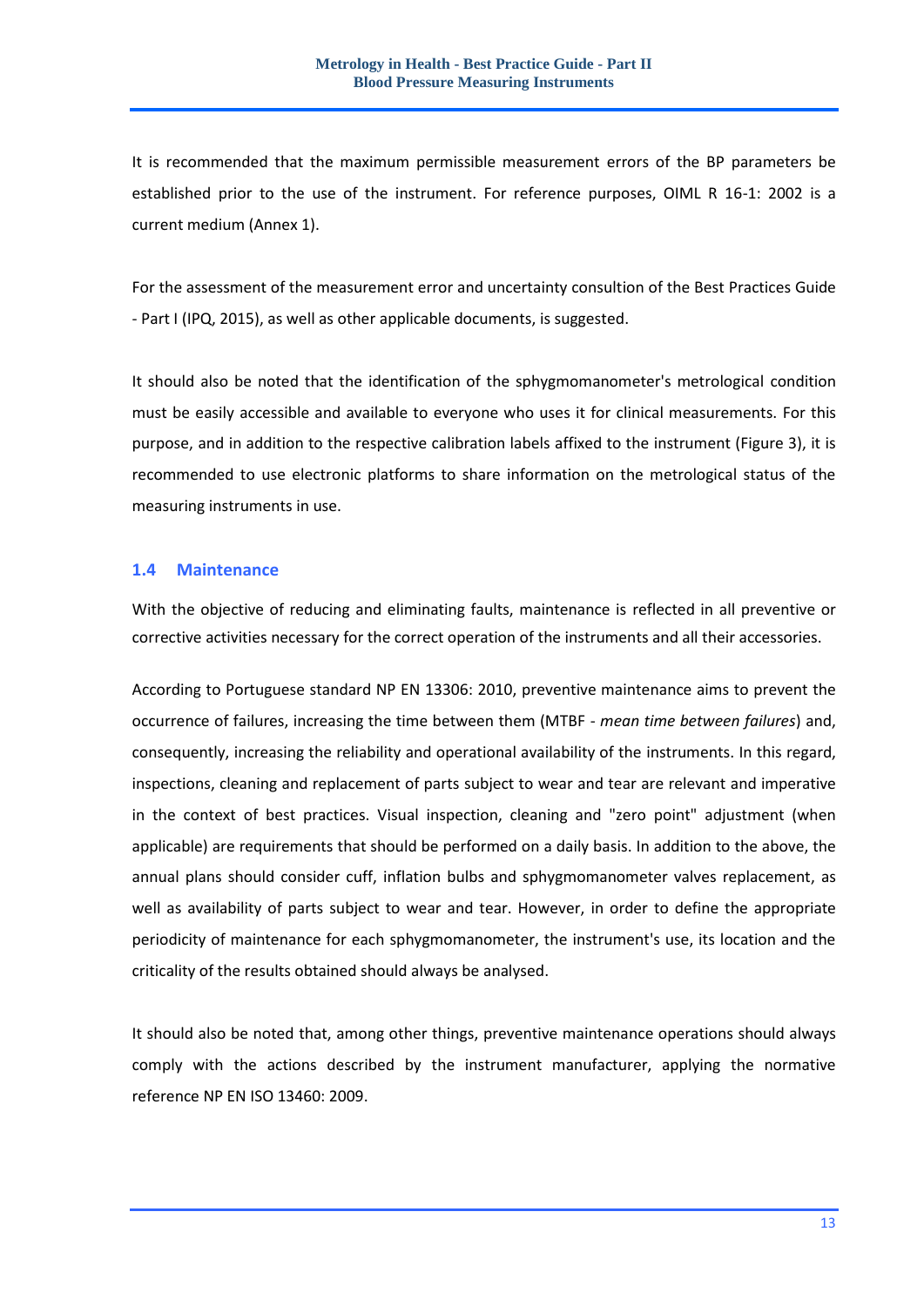It is recommended that the maximum permissible measurement errors of the BP parameters be established prior to the use of the instrument. For reference purposes, OIML R 16-1: 2002 is a current medium (Annex 1).

For the assessment of the measurement error and uncertainty consultion of the Best Practices Guide - Part I (IPQ, 2015), as well as other applicable documents, is suggested.

It should also be noted that the identification of the sphygmomanometer's metrological condition must be easily accessible and available to everyone who uses it for clinical measurements. For this purpose, and in addition to the respective calibration labels affixed to the instrument (Figure 3), it is recommended to use electronic platforms to share information on the metrological status of the measuring instruments in use.

## 1.4 Maintenance

With the objective of reducing and eliminating faults, maintenance is reflected in all preventive or corrective activities necessary for the correct operation of the instruments and all their accessories.

According to Portuguese standard NP EN 13306: 2010, preventive maintenance aims to prevent the occurrence of failures, increasing the time between them (MTBF - *mean time between failures*) and, consequently, increasing the reliability and operational availability of the instruments. In this regard, inspections, cleaning and replacement of parts subject to wear and tear are relevant and imperative in the context of best practices. Visual inspection, cleaning and "zero point" adjustment (when applicable) are requirements that should be performed on a daily basis. In addition to the above, the annual plans should consider cuff, inflation bulbs and sphygmomanometer valves replacement, as well as availability of parts subject to wear and tear. However, in order to define the appropriate periodicity of maintenance for each sphygmomanometer, the instrument's use, its location and the criticality of the results obtained should always be analysed.

It should also be noted that, among other things, preventive maintenance operations should always comply with the actions described by the instrument manufacturer, applying the normative reference NP EN ISO 13460: 2009.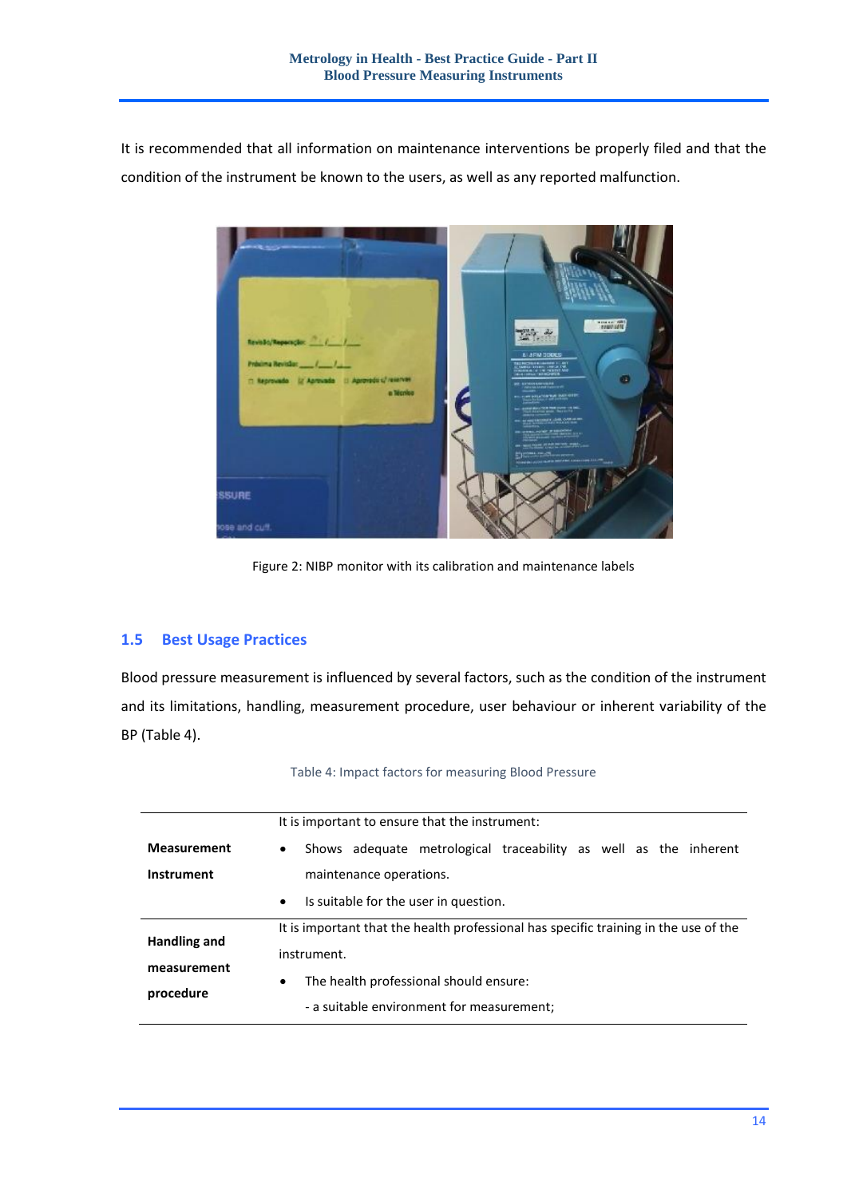It is recommended that all information on maintenance interventions be properly filed and that the condition of the instrument be known to the users, as well as any reported malfunction.

Figure 2: NIBP monitor with its calibration and maintenance labels

## 1.5 Best Usage Practices

Blood pressure measurement is influenced by several factors, such as the condition of the instrument and its limitations, handling, measurement procedure, user behaviour or inherent variability of the BP (Table 4).

Table 4: Impact factors for measuring Blood Pressure

| | |
|---|---|
| **Measurement Instrument** | It is important to ensure that the instrument:<br>• Shows adequate metrological traceability as well as the inherent maintenance operations.<br>• Is suitable for the user in question. |
| **Handling and measurement procedure** | It is important that the health professional has specific training in the use of the instrument.<br>• The health professional should ensure:<br>- a suitable environment for measurement; |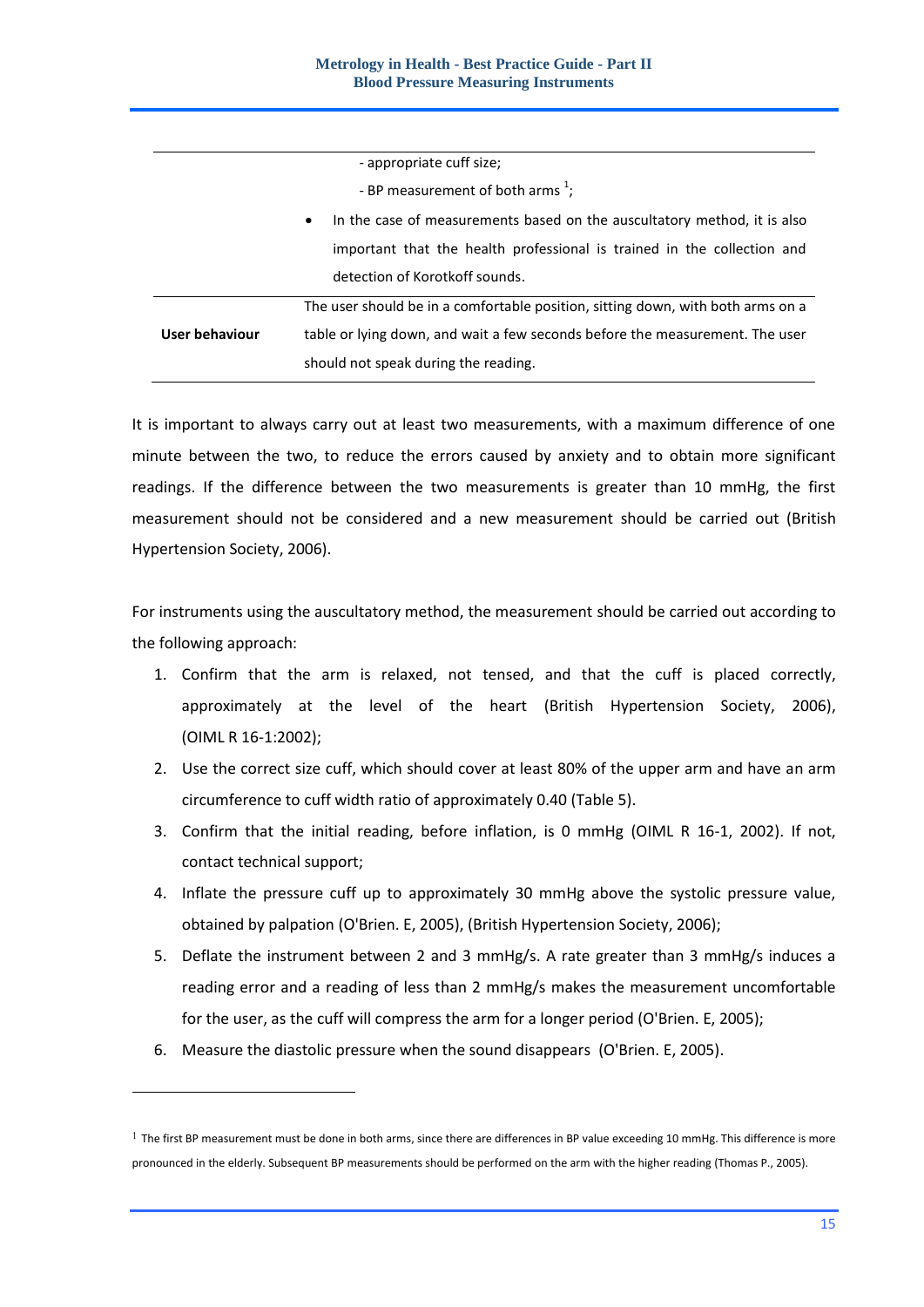| | |
|---|---|
| | - appropriate cuff size;<br>- BP measurement of both arms [1];<br>• In the case of measurements based on the auscultatory method, it is also important that the health professional is trained in the collection and detection of Korotkoff sounds. |
| **User behaviour** | The user should be in a comfortable position, sitting down, with both arms on a table or lying down, and wait a few seconds before the measurement. The user should not speak during the reading. |

It is important to always carry out at least two measurements, with a maximum difference of one minute between the two, to reduce the errors caused by anxiety and to obtain more significant readings. If the difference between the two measurements is greater than 10 mmHg, the first measurement should not be considered and a new measurement should be carried out (British Hypertension Society, 2006).

For instruments using the auscultatory method, the measurement should be carried out according to the following approach:

1. Confirm that the arm is relaxed, not tensed, and that the cuff is placed correctly, approximately at the level of the heart (British Hypertension Society, 2006), (OIML R 16-1:2002);
2. Use the correct size cuff, which should cover at least 80% of the upper arm and have an arm circumference to cuff width ratio of approximately 0.40 (Table 5).
3. Confirm that the initial reading, before inflation, is 0 mmHg (OIML R 16-1, 2002). If not, contact technical support;
4. Inflate the pressure cuff up to approximately 30 mmHg above the systolic pressure value, obtained by palpation (O'Brien. E, 2005), (British Hypertension Society, 2006);
5. Deflate the instrument between 2 and 3 mmHg/s. A rate greater than 3 mmHg/s induces a reading error and a reading of less than 2 mmHg/s makes the measurement uncomfortable for the user, as the cuff will compress the arm for a longer period (O'Brien. E, 2005);
6. Measure the diastolic pressure when the sound disappears (O'Brien. E, 2005).

[1] The first BP measurement must be done in both arms, since there are differences in BP value exceeding 10 mmHg. This difference is more pronounced in the elderly. Subsequent BP measurements should be performed on the arm with the higher reading (Thomas P., 2005).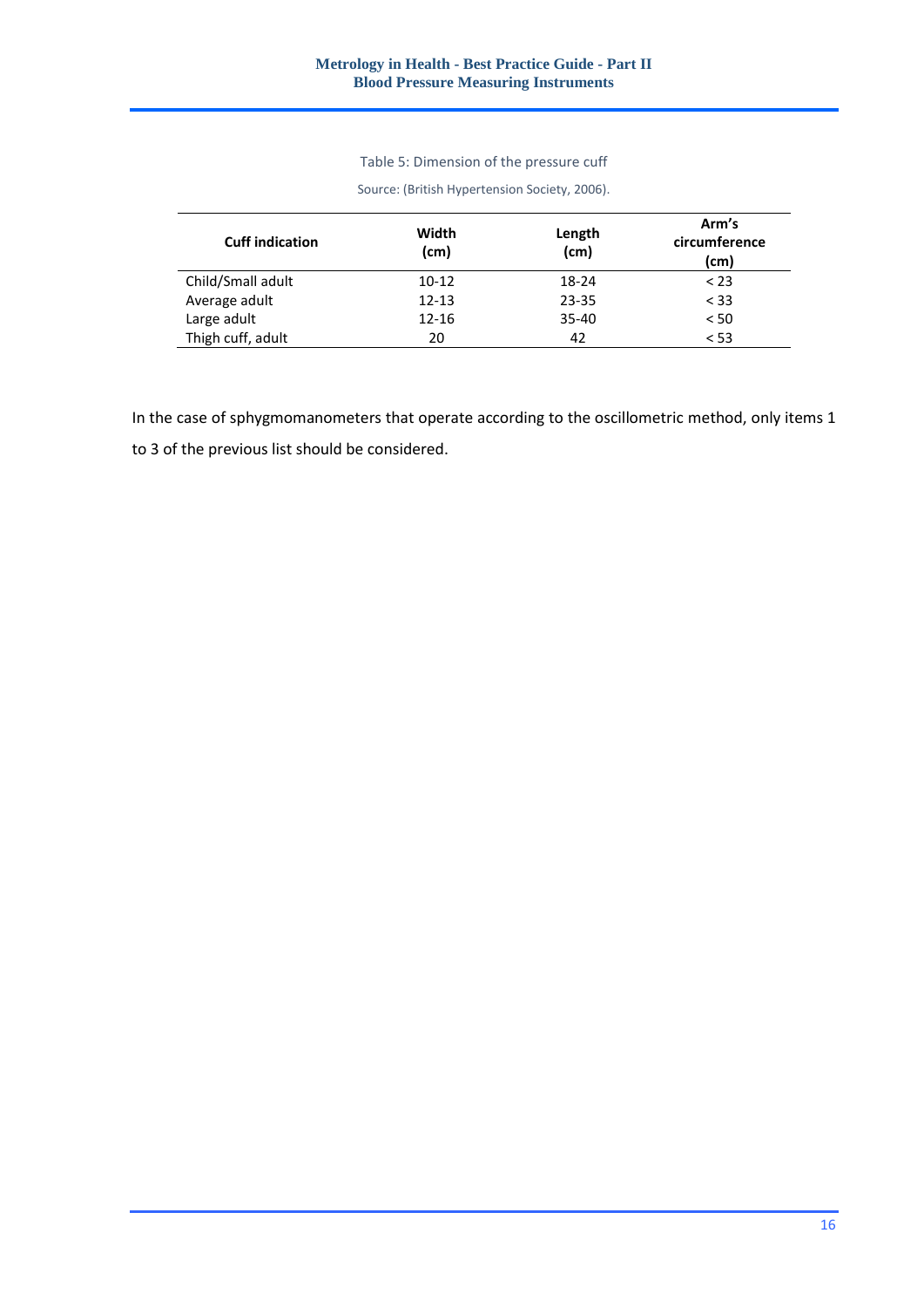Table 5: Dimension of the pressure cuff

Source: (British Hypertension Society, 2006).

| Cuff indication | Width (cm) | Length (cm) | Arm's circumference (cm) |
|---|---|---|---|
| Child/Small adult | 10-12 | 18-24 | < 23 |
| Average adult | 12-13 | 23-35 | < 33 |
| Large adult | 12-16 | 35-40 | < 50 |
| Thigh cuff, adult | 20 | 42 | < 53 |

In the case of sphygmomanometers that operate according to the oscillometric method, only items 1 to 3 of the previous list should be considered.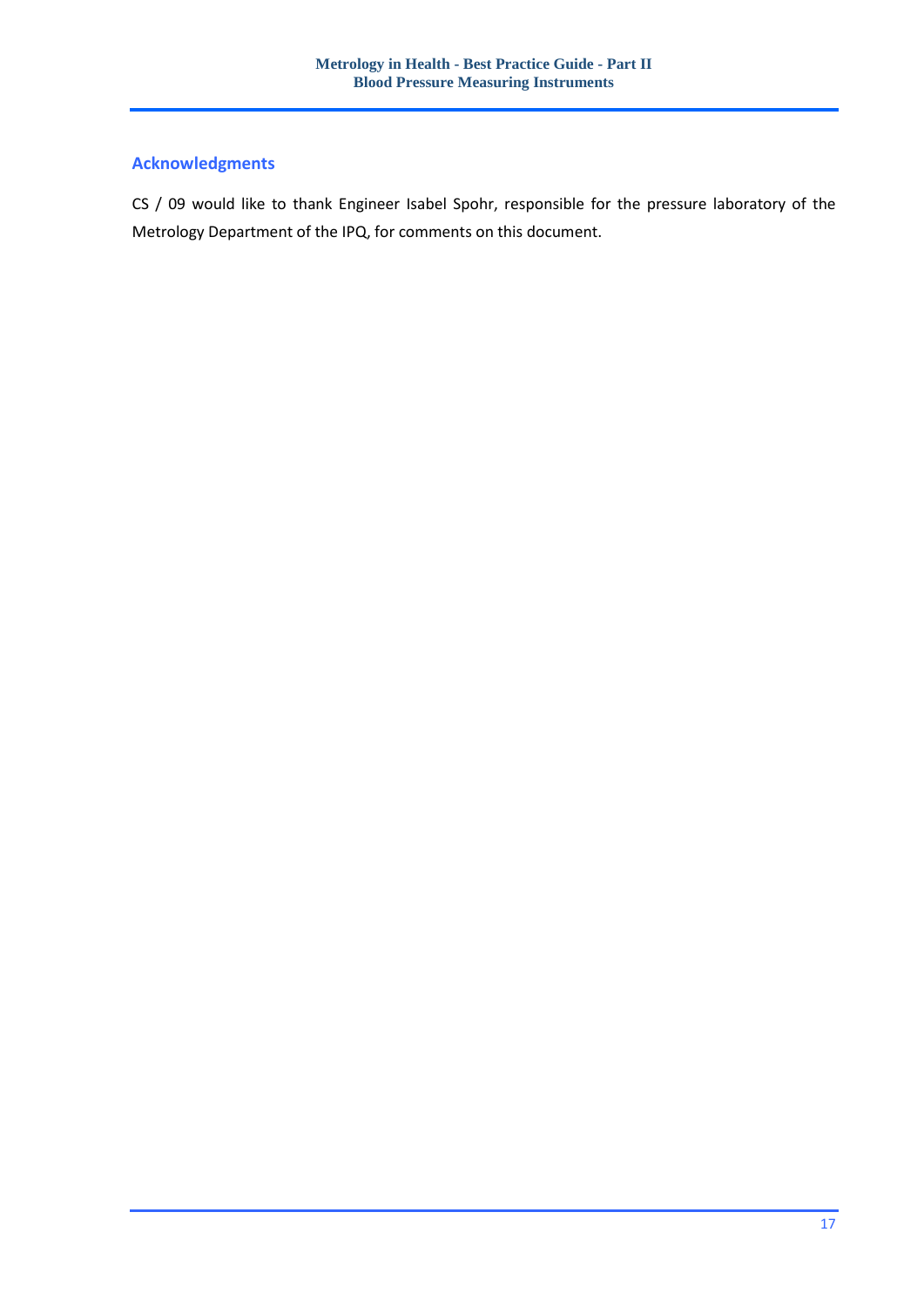## Acknowledgments

CS / 09 would like to thank Engineer Isabel Spohr, responsible for the pressure laboratory of the Metrology Department of the IPQ, for comments on this document.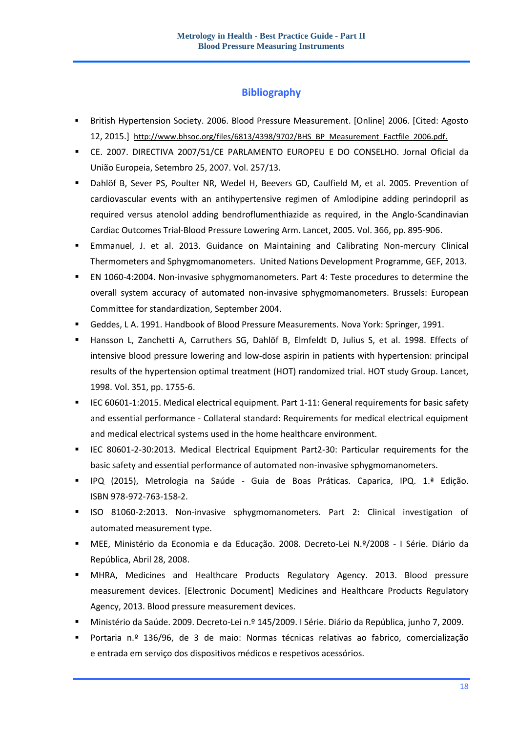## Bibliography

- British Hypertension Society. 2006. Blood Pressure Measurement. [Online] 2006. [Cited: Agosto 12, 2015.] http://www.bhsoc.org/files/6813/4398/9702/BHS_BP_Measurement_Factfile_2006.pdf.
- CE. 2007. DIRECTIVA 2007/51/CE PARLAMENTO EUROPEU E DO CONSELHO. Jornal Oficial da União Europeia, Setembro 25, 2007. Vol. 257/13.
- Dahlöf B, Sever PS, Poulter NR, Wedel H, Beevers GD, Caulfield M, et al. 2005. Prevention of cardiovascular events with an antihypertensive regimen of Amlodipine adding perindopril as required versus atenolol adding bendroflumenthiazide as required, in the Anglo-Scandinavian Cardiac Outcomes Trial-Blood Pressure Lowering Arm. Lancet, 2005. Vol. 366, pp. 895-906.
- Emmanuel, J. et al. 2013. Guidance on Maintaining and Calibrating Non-mercury Clinical Thermometers and Sphygmomanometers. United Nations Development Programme, GEF, 2013.
- EN 1060-4:2004. Non-invasive sphygmomanometers. Part 4: Teste procedures to determine the overall system accuracy of automated non-invasive sphygmomanometers. Brussels: European Committee for standardization, September 2004.
- Geddes, L A. 1991. Handbook of Blood Pressure Measurements. Nova York: Springer, 1991.
- Hansson L, Zanchetti A, Carruthers SG, Dahlöf B, Elmfeldt D, Julius S, et al. 1998. Effects of intensive blood pressure lowering and low-dose aspirin in patients with hypertension: principal results of the hypertension optimal treatment (HOT) randomized trial. HOT study Group. Lancet, 1998. Vol. 351, pp. 1755-6.
- IEC 60601-1:2015. Medical electrical equipment. Part 1-11: General requirements for basic safety and essential performance - Collateral standard: Requirements for medical electrical equipment and medical electrical systems used in the home healthcare environment.
- IEC 80601-2-30:2013. Medical Electrical Equipment Part2-30: Particular requirements for the basic safety and essential performance of automated non-invasive sphygmomanometers.
- IPQ (2015), Metrologia na Saúde - Guia de Boas Práticas. Caparica, IPQ. 1.ª Edição. ISBN 978-972-763-158-2.
- ISO 81060-2:2013. Non-invasive sphygmomanometers. Part 2: Clinical investigation of automated measurement type.
- MEE, Ministério da Economia e da Educação. 2008. Decreto-Lei N.º/2008 - I Série. Diário da República, Abril 28, 2008.
- MHRA, Medicines and Healthcare Products Regulatory Agency. 2013. Blood pressure measurement devices. [Electronic Document] Medicines and Healthcare Products Regulatory Agency, 2013. Blood pressure measurement devices.
- Ministério da Saúde. 2009. Decreto-Lei n.º 145/2009. I Série. Diário da República, junho 7, 2009.
- Portaria n.º 136/96, de 3 de maio: Normas técnicas relativas ao fabrico, comercialização e entrada em serviço dos dispositivos médicos e respetivos acessórios.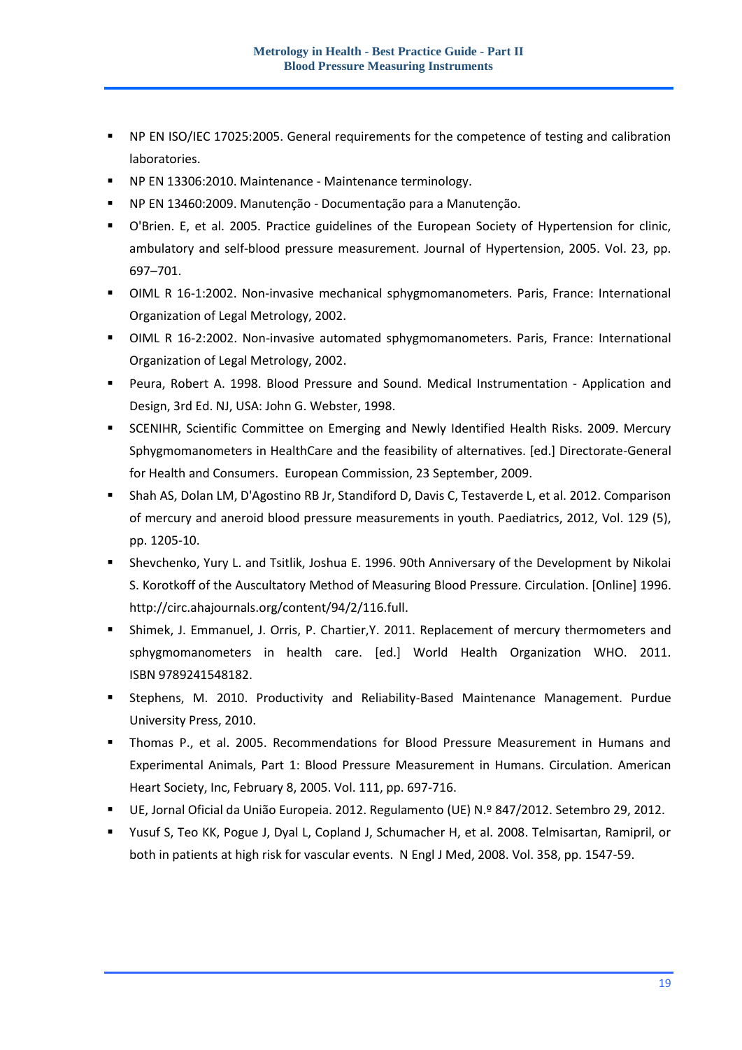- NP EN ISO/IEC 17025:2005. General requirements for the competence of testing and calibration laboratories.
- NP EN 13306:2010. Maintenance - Maintenance terminology.
- NP EN 13460:2009. Manutenção - Documentação para a Manutenção.
- O'Brien. E, et al. 2005. Practice guidelines of the European Society of Hypertension for clinic, ambulatory and self-blood pressure measurement. Journal of Hypertension, 2005. Vol. 23, pp. 697–701.
- OIML R 16-1:2002. Non-invasive mechanical sphygmomanometers. Paris, France: International Organization of Legal Metrology, 2002.
- OIML R 16-2:2002. Non-invasive automated sphygmomanometers. Paris, France: International Organization of Legal Metrology, 2002.
- Peura, Robert A. 1998. Blood Pressure and Sound. Medical Instrumentation - Application and Design, 3rd Ed. NJ, USA: John G. Webster, 1998.
- SCENIHR, Scientific Committee on Emerging and Newly Identified Health Risks. 2009. Mercury Sphygmomanometers in HealthCare and the feasibility of alternatives. [ed.] Directorate-General for Health and Consumers. European Commission, 23 September, 2009.
- Shah AS, Dolan LM, D'Agostino RB Jr, Standiford D, Davis C, Testaverde L, et al. 2012. Comparison of mercury and aneroid blood pressure measurements in youth. Paediatrics, 2012, Vol. 129 (5), pp. 1205-10.
- Shevchenko, Yury L. and Tsitlik, Joshua E. 1996. 90th Anniversary of the Development by Nikolai S. Korotkoff of the Auscultatory Method of Measuring Blood Pressure. Circulation. [Online] 1996. http://circ.ahajournals.org/content/94/2/116.full.
- Shimek, J. Emmanuel, J. Orris, P. Chartier,Y. 2011. Replacement of mercury thermometers and sphygmomanometers in health care. [ed.] World Health Organization WHO. 2011. ISBN 9789241548182.
- Stephens, M. 2010. Productivity and Reliability-Based Maintenance Management. Purdue University Press, 2010.
- Thomas P., et al. 2005. Recommendations for Blood Pressure Measurement in Humans and Experimental Animals, Part 1: Blood Pressure Measurement in Humans. Circulation. American Heart Society, Inc, February 8, 2005. Vol. 111, pp. 697-716.
- UE, Jornal Oficial da União Europeia. 2012. Regulamento (UE) N.º 847/2012. Setembro 29, 2012.
- Yusuf S, Teo KK, Pogue J, Dyal L, Copland J, Schumacher H, et al. 2008. Telmisartan, Ramipril, or both in patients at high risk for vascular events. N Engl J Med, 2008. Vol. 358, pp. 1547-59.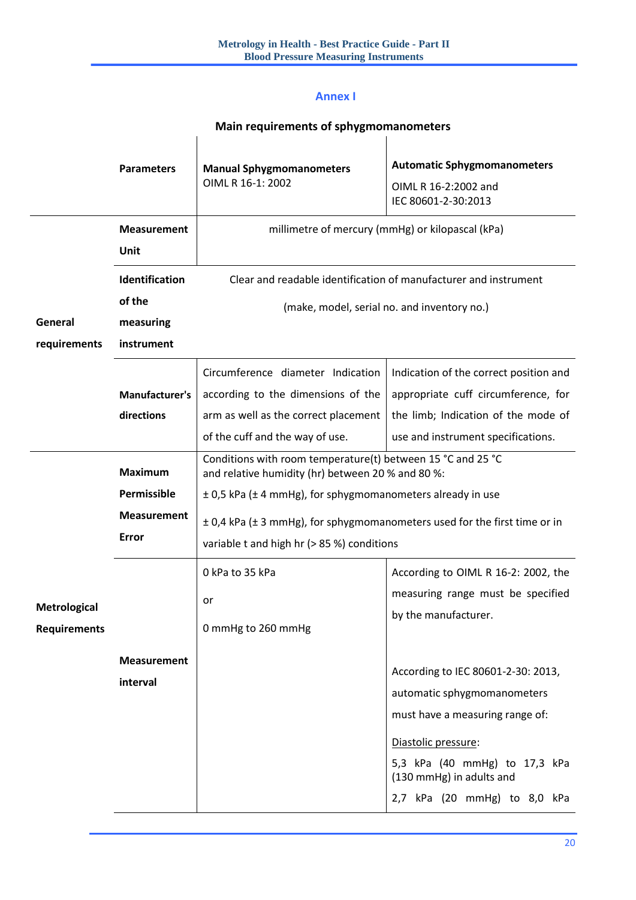## Annex I

### Main requirements of sphygmomanometers

| | Parameters | Manual Sphygmomanometers OIML R 16-1: 2002 | Automatic Sphygmomanometers OIML R 16-2:2002 and IEC 80601-2-30:2013 |
|---|---|---|---|
| General requirements | **Measurement Unit** | millimetre of mercury (mmHg) or kilopascal (kPa) | |
| | **Identification of the measuring instrument** | Clear and readable identification of manufacturer and instrument (make, model, serial no. and inventory no.) | |
| | **Manufacturer's directions** | Circumference diameter Indication according to the dimensions of the arm as well as the correct placement of the cuff and the way of use. | Indication of the correct position and appropriate cuff circumference, for the limb; Indication of the mode of use and instrument specifications. |
| Metrological Requirements | **Maximum Permissible Measurement Error** | Conditions with room temperature(t) between 15 °C and 25 °C and relative humidity (hr) between 20 % and 80 %:<br>± 0,5 kPa (± 4 mmHg), for sphygmomanometers already in use<br>± 0,4 kPa (± 3 mmHg), for sphygmomanometers used for the first time or in variable t and high hr (> 85 %) conditions | |
| | **Measurement interval** | 0 kPa to 35 kPa<br>or<br>0 mmHg to 260 mmHg | According to OIML R 16-2: 2002, the measuring range must be specified by the manufacturer.<br><br>According to IEC 80601-2-30: 2013, automatic sphygmomanometers must have a measuring range of:<br>Diastolic pressure:<br>5,3 kPa (40 mmHg) to 17,3 kPa (130 mmHg) in adults and<br>2,7 kPa (20 mmHg) to 8,0 kPa |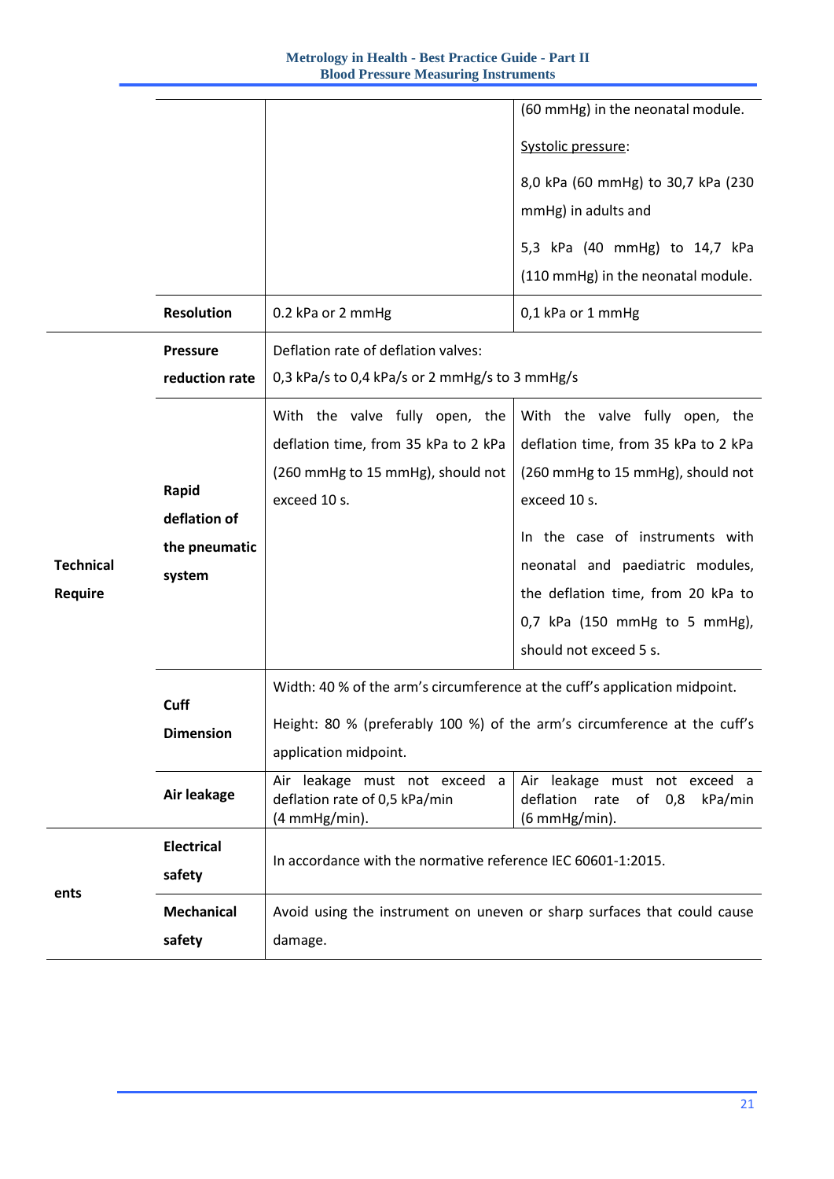| | | | |
|---|---|---|---|
| | | | (60 mmHg) in the neonatal module.<br><br><u>Systolic pressure</u>:<br><br>8,0 kPa (60 mmHg) to 30,7 kPa (230 mmHg) in adults and<br><br>5,3 kPa (40 mmHg) to 14,7 kPa (110 mmHg) in the neonatal module. |
| | **Resolution** | 0.2 kPa or 2 mmHg | 0,1 kPa or 1 mmHg |
| **Technical Require** | **Pressure reduction rate** | Deflation rate of deflation valves:<br>0,3 kPa/s to 0,4 kPa/s or 2 mmHg/s to 3 mmHg/s | |
| | **Rapid deflation of the pneumatic system** | With the valve fully open, the deflation time, from 35 kPa to 2 kPa (260 mmHg to 15 mmHg), should not exceed 10 s. | With the valve fully open, the deflation time, from 35 kPa to 2 kPa (260 mmHg to 15 mmHg), should not exceed 10 s.<br><br>In the case of instruments with neonatal and paediatric modules, the deflation time, from 20 kPa to 0,7 kPa (150 mmHg to 5 mmHg), should not exceed 5 s. |
| | **Cuff Dimension** | Width: 40 % of the arm's circumference at the cuff's application midpoint.<br><br>Height: 80 % (preferably 100 %) of the arm's circumference at the cuff's application midpoint. | |
| | **Air leakage** | Air leakage must not exceed a deflation rate of 0,5 kPa/min (4 mmHg/min). | Air leakage must not exceed a deflation rate of 0,8 kPa/min (6 mmHg/min). |
| **ents** | **Electrical safety** | In accordance with the normative reference IEC 60601-1:2015. | |
| | **Mechanical safety** | Avoid using the instrument on uneven or sharp surfaces that could cause damage. | |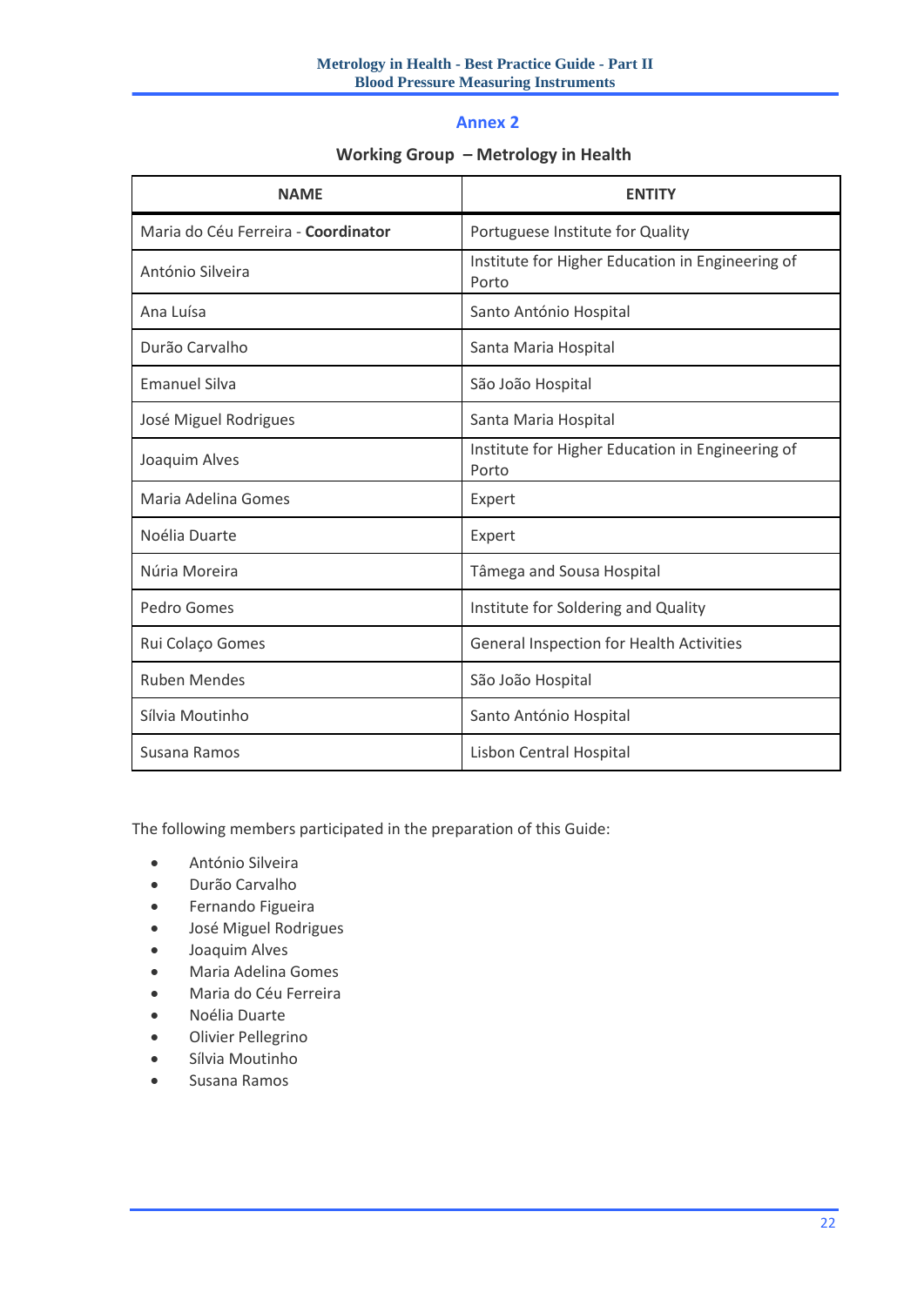## Annex 2

### Working Group – Metrology in Health

| NAME | ENTITY |
|---|---|
| Maria do Céu Ferreira - **Coordinator** | Portuguese Institute for Quality |
| António Silveira | Institute for Higher Education in Engineering of Porto |
| Ana Luísa | Santo António Hospital |
| Durão Carvalho | Santa Maria Hospital |
| Emanuel Silva | São João Hospital |
| José Miguel Rodrigues | Santa Maria Hospital |
| Joaquim Alves | Institute for Higher Education in Engineering of Porto |
| Maria Adelina Gomes | Expert |
| Noélia Duarte | Expert |
| Núria Moreira | Tâmega and Sousa Hospital |
| Pedro Gomes | Institute for Soldering and Quality |
| Rui Colaço Gomes | General Inspection for Health Activities |
| Ruben Mendes | São João Hospital |
| Sílvia Moutinho | Santo António Hospital |
| Susana Ramos | Lisbon Central Hospital |

The following members participated in the preparation of this Guide:

- António Silveira
- Durão Carvalho
- Fernando Figueira
- José Miguel Rodrigues
- Joaquim Alves
- Maria Adelina Gomes
- Maria do Céu Ferreira
- Noélia Duarte
- Olivier Pellegrino
- Sílvia Moutinho
- Susana Ramos